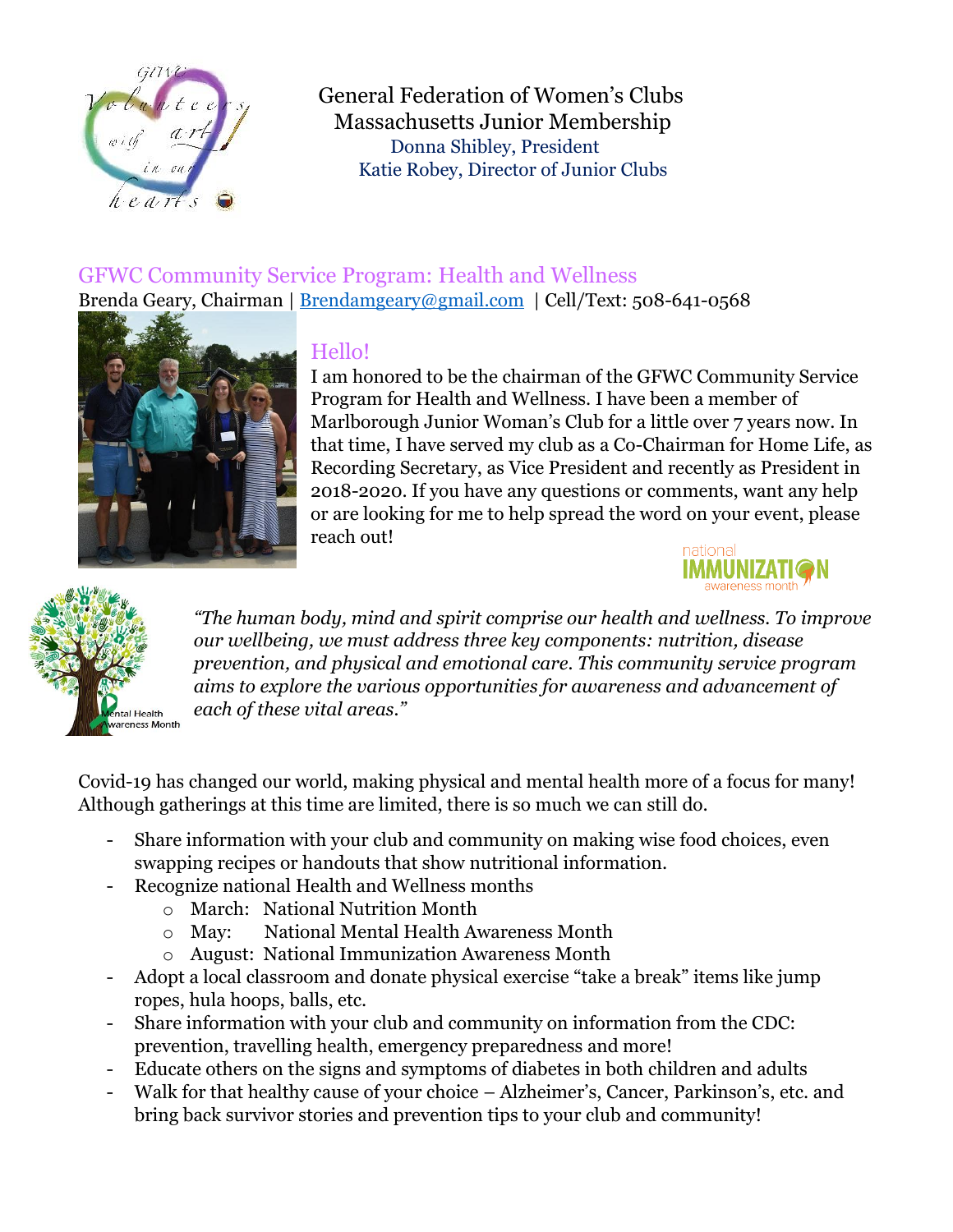General Federation of Women's Clubs
Massachusetts Junior Membership
Donna Shibley, President
Katie Robey, Director of Junior Clubs

## GFWC Community Service Program: Health and Wellness

Brenda Geary, Chairman | Brendamgeary@gmail.com | Cell/Text: 508-641-0568

### Hello!

I am honored to be the chairman of the GFWC Community Service Program for Health and Wellness. I have been a member of Marlborough Junior Woman's Club for a little over 7 years now. In that time, I have served my club as a Co-Chairman for Home Life, as Recording Secretary, as Vice President and recently as President in 2018-2020. If you have any questions or comments, want any help or are looking for me to help spread the word on your event, please reach out!

*"The human body, mind and spirit comprise our health and wellness. To improve our wellbeing, we must address three key components: nutrition, disease prevention, and physical and emotional care. This community service program aims to explore the various opportunities for awareness and advancement of each of these vital areas."*

Covid-19 has changed our world, making physical and mental health more of a focus for many! Although gatherings at this time are limited, there is so much we can still do.

- Share information with your club and community on making wise food choices, even swapping recipes or handouts that show nutritional information.
- Recognize national Health and Wellness months
  - March: National Nutrition Month
  - May: National Mental Health Awareness Month
  - August: National Immunization Awareness Month
- Adopt a local classroom and donate physical exercise "take a break" items like jump ropes, hula hoops, balls, etc.
- Share information with your club and community on information from the CDC: prevention, travelling health, emergency preparedness and more!
- Educate others on the signs and symptoms of diabetes in both children and adults
- Walk for that healthy cause of your choice – Alzheimer's, Cancer, Parkinson's, etc. and bring back survivor stories and prevention tips to your club and community!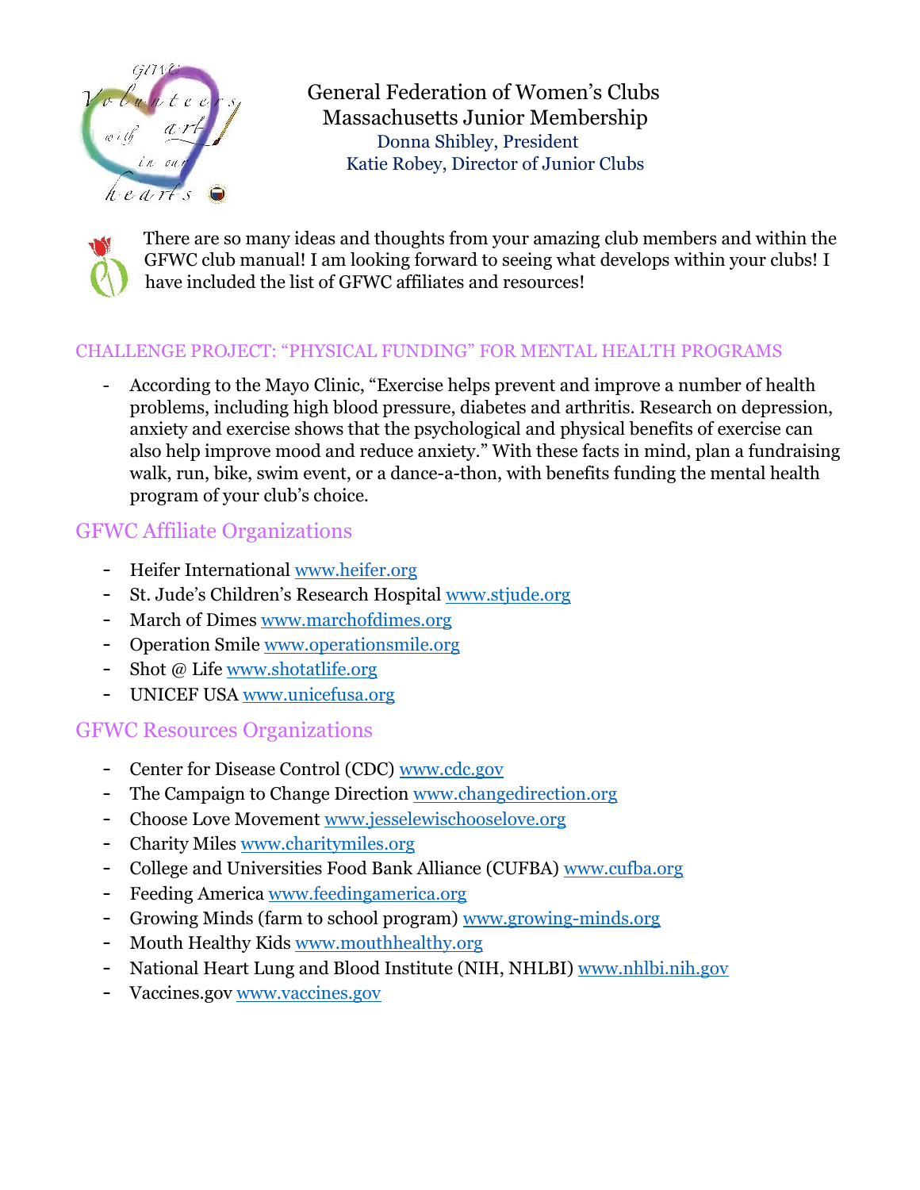General Federation of Women's Clubs
Massachusetts Junior Membership
Donna Shibley, President
Katie Robey, Director of Junior Clubs

There are so many ideas and thoughts from your amazing club members and within the GFWC club manual! I am looking forward to seeing what develops within your clubs! I have included the list of GFWC affiliates and resources!

### CHALLENGE PROJECT: "PHYSICAL FUNDING" FOR MENTAL HEALTH PROGRAMS

- According to the Mayo Clinic, "Exercise helps prevent and improve a number of health problems, including high blood pressure, diabetes and arthritis. Research on depression, anxiety and exercise shows that the psychological and physical benefits of exercise can also help improve mood and reduce anxiety." With these facts in mind, plan a fundraising walk, run, bike, swim event, or a dance-a-thon, with benefits funding the mental health program of your club's choice.

## GFWC Affiliate Organizations

- Heifer International www.heifer.org
- St. Jude's Children's Research Hospital www.stjude.org
- March of Dimes www.marchofdimes.org
- Operation Smile www.operationsmile.org
- Shot @ Life www.shotatlife.org
- UNICEF USA www.unicefusa.org

## GFWC Resources Organizations

- Center for Disease Control (CDC) www.cdc.gov
- The Campaign to Change Direction www.changedirection.org
- Choose Love Movement www.jesselewischooselove.org
- Charity Miles www.charitymiles.org
- College and Universities Food Bank Alliance (CUFBA) www.cufba.org
- Feeding America www.feedingamerica.org
- Growing Minds (farm to school program) www.growing-minds.org
- Mouth Healthy Kids www.mouthhealthy.org
- National Heart Lung and Blood Institute (NIH, NHLBI) www.nhlbi.nih.gov
- Vaccines.gov www.vaccines.gov